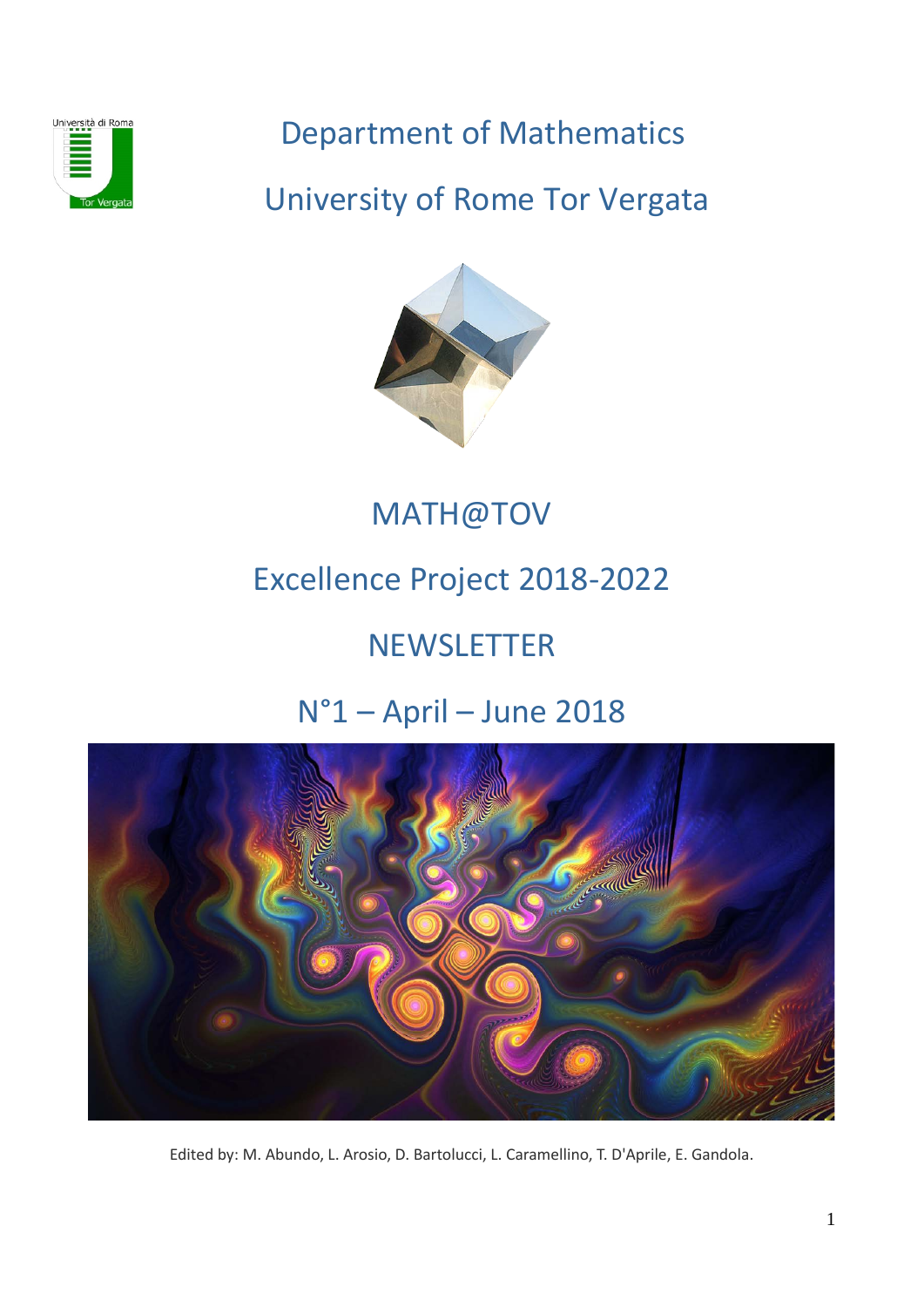# Department of Mathematics

# University of Rome Tor Vergata

## MATH@TOV

## Excellence Project 2018-2022

## NEWSLETTER

## N°1 – April – June 2018

Edited by: M. Abundo, L. Arosio, D. Bartolucci, L. Caramellino, T. D'Aprile, E. Gandola.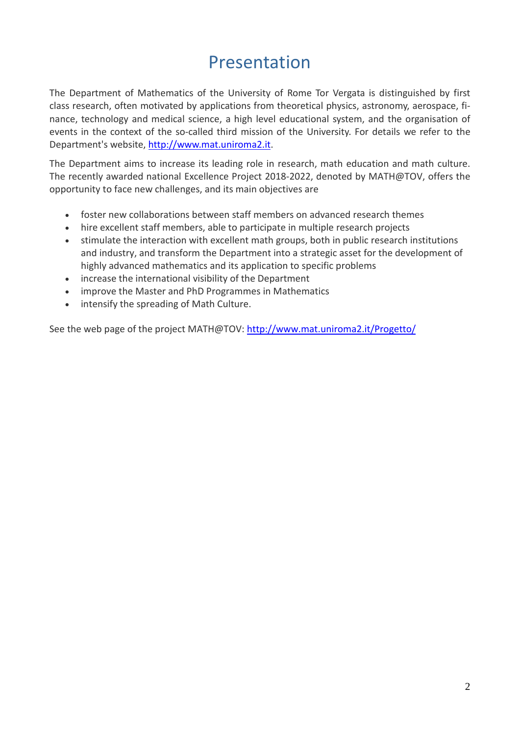# Presentation

The Department of Mathematics of the University of Rome Tor Vergata is distinguished by first class research, often motivated by applications from theoretical physics, astronomy, aerospace, finance, technology and medical science, a high level educational system, and the organisation of events in the context of the so-called third mission of the University. For details we refer to the Department's website, http://www.mat.uniroma2.it.

The Department aims to increase its leading role in research, math education and math culture. The recently awarded national Excellence Project 2018-2022, denoted by MATH@TOV, offers the opportunity to face new challenges, and its main objectives are

- foster new collaborations between staff members on advanced research themes
- hire excellent staff members, able to participate in multiple research projects
- stimulate the interaction with excellent math groups, both in public research institutions and industry, and transform the Department into a strategic asset for the development of highly advanced mathematics and its application to specific problems
- increase the international visibility of the Department
- improve the Master and PhD Programmes in Mathematics
- intensify the spreading of Math Culture.

See the web page of the project MATH@TOV: http://www.mat.uniroma2.it/Progetto/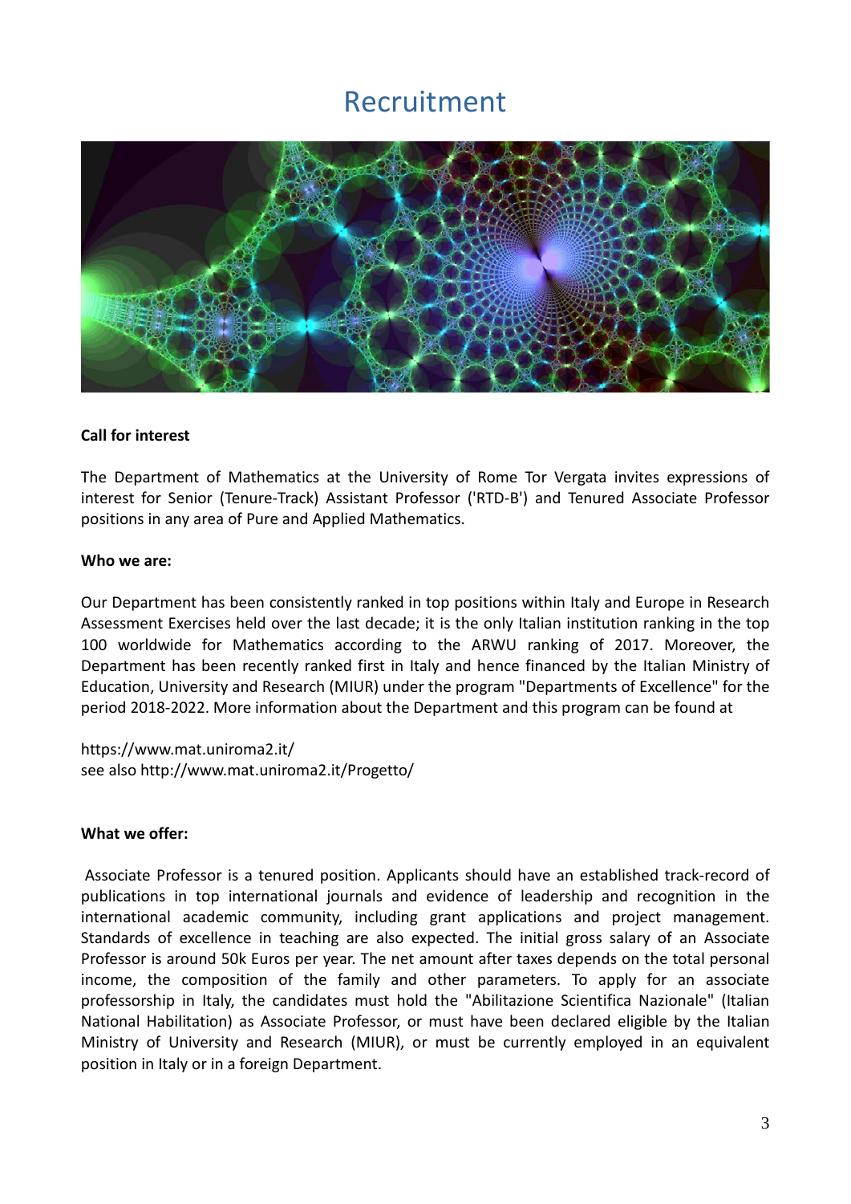# Recruitment

**Call for interest**

The Department of Mathematics at the University of Rome Tor Vergata invites expressions of interest for Senior (Tenure-Track) Assistant Professor ('RTD-B') and Tenured Associate Professor positions in any area of Pure and Applied Mathematics.

**Who we are:**

Our Department has been consistently ranked in top positions within Italy and Europe in Research Assessment Exercises held over the last decade; it is the only Italian institution ranking in the top 100 worldwide for Mathematics according to the ARWU ranking of 2017. Moreover, the Department has been recently ranked first in Italy and hence financed by the Italian Ministry of Education, University and Research (MIUR) under the program "Departments of Excellence" for the period 2018-2022. More information about the Department and this program can be found at

https://www.mat.uniroma2.it/
see also http://www.mat.uniroma2.it/Progetto/

**What we offer:**

Associate Professor is a tenured position. Applicants should have an established track-record of publications in top international journals and evidence of leadership and recognition in the international academic community, including grant applications and project management. Standards of excellence in teaching are also expected. The initial gross salary of an Associate Professor is around 50k Euros per year. The net amount after taxes depends on the total personal income, the composition of the family and other parameters. To apply for an associate professorship in Italy, the candidates must hold the "Abilitazione Scientifica Nazionale" (Italian National Habilitation) as Associate Professor, or must have been declared eligible by the Italian Ministry of University and Research (MIUR), or must be currently employed in an equivalent position in Italy or in a foreign Department.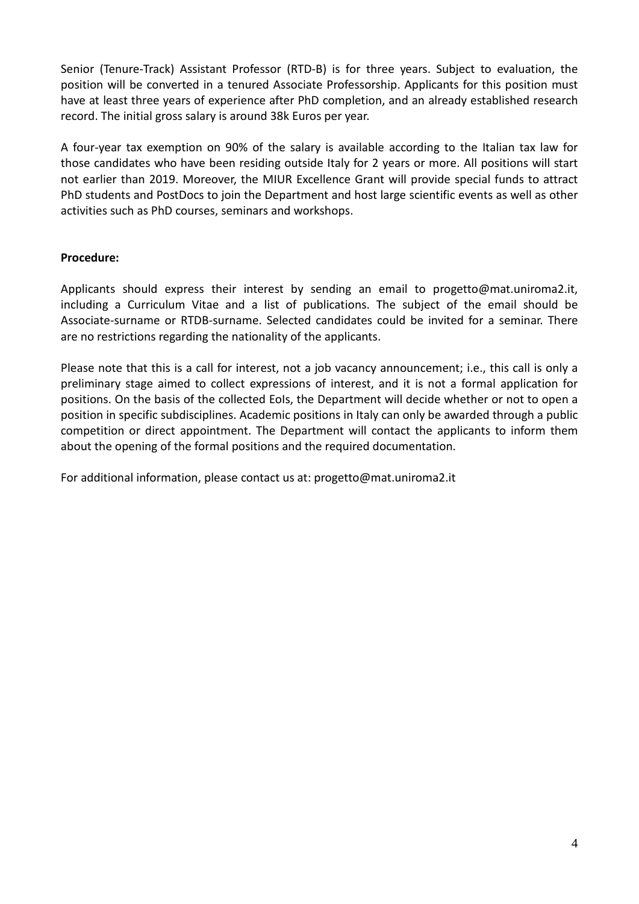Senior (Tenure-Track) Assistant Professor (RTD-B) is for three years. Subject to evaluation, the position will be converted in a tenured Associate Professorship. Applicants for this position must have at least three years of experience after PhD completion, and an already established research record. The initial gross salary is around 38k Euros per year.

A four-year tax exemption on 90% of the salary is available according to the Italian tax law for those candidates who have been residing outside Italy for 2 years or more. All positions will start not earlier than 2019. Moreover, the MIUR Excellence Grant will provide special funds to attract PhD students and PostDocs to join the Department and host large scientific events as well as other activities such as PhD courses, seminars and workshops.

**Procedure:**

Applicants should express their interest by sending an email to progetto@mat.uniroma2.it, including a Curriculum Vitae and a list of publications. The subject of the email should be Associate-surname or RTDB-surname. Selected candidates could be invited for a seminar. There are no restrictions regarding the nationality of the applicants.

Please note that this is a call for interest, not a job vacancy announcement; i.e., this call is only a preliminary stage aimed to collect expressions of interest, and it is not a formal application for positions. On the basis of the collected EoIs, the Department will decide whether or not to open a position in specific subdisciplines. Academic positions in Italy can only be awarded through a public competition or direct appointment. The Department will contact the applicants to inform them about the opening of the formal positions and the required documentation.

For additional information, please contact us at: progetto@mat.uniroma2.it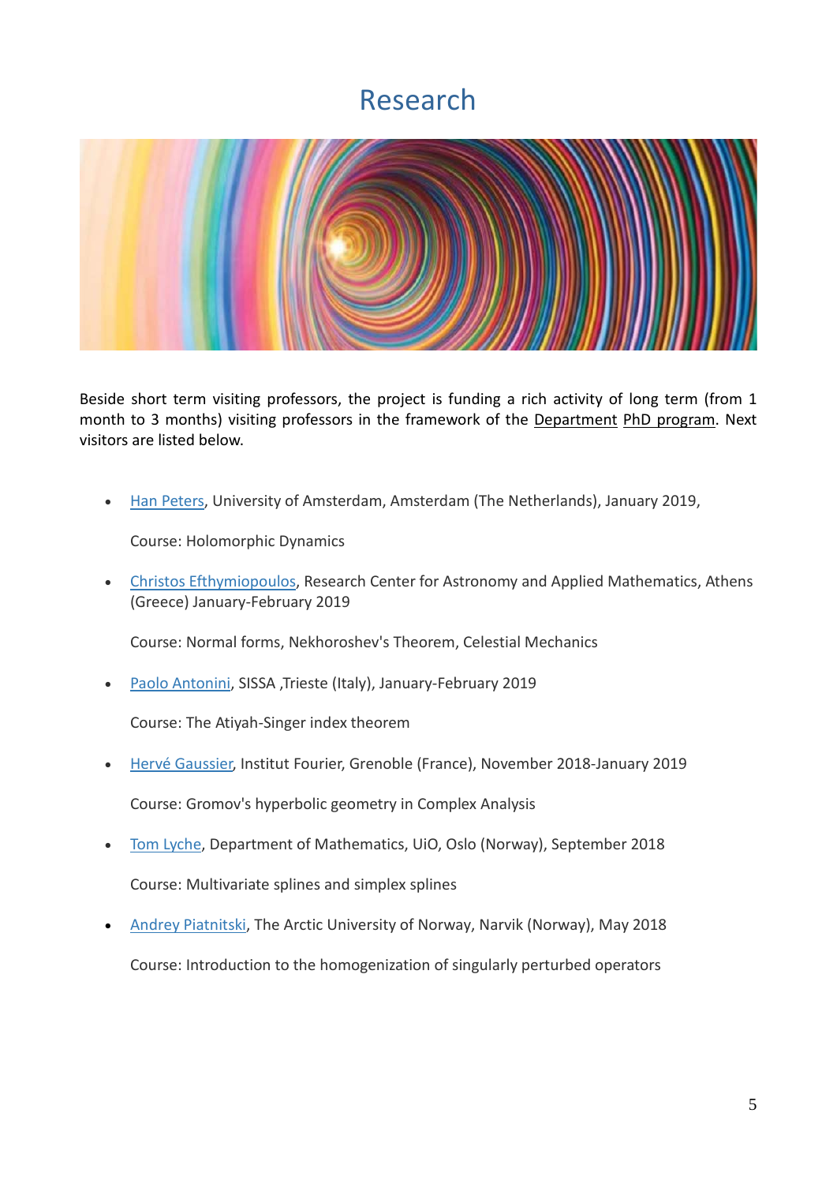# Research

Beside short term visiting professors, the project is funding a rich activity of long term (from 1 month to 3 months) visiting professors in the framework of the Department PhD program. Next visitors are listed below.

- Han Peters, University of Amsterdam, Amsterdam (The Netherlands), January 2019,

  Course: Holomorphic Dynamics

- Christos Efthymiopoulos, Research Center for Astronomy and Applied Mathematics, Athens (Greece) January-February 2019

  Course: Normal forms, Nekhoroshev's Theorem, Celestial Mechanics

- Paolo Antonini, SISSA ,Trieste (Italy), January-February 2019

  Course: The Atiyah-Singer index theorem

- Hervé Gaussier, Institut Fourier, Grenoble (France), November 2018-January 2019

  Course: Gromov's hyperbolic geometry in Complex Analysis

- Tom Lyche, Department of Mathematics, UiO, Oslo (Norway), September 2018

  Course: Multivariate splines and simplex splines

- Andrey Piatnitski, The Arctic University of Norway, Narvik (Norway), May 2018

  Course: Introduction to the homogenization of singularly perturbed operators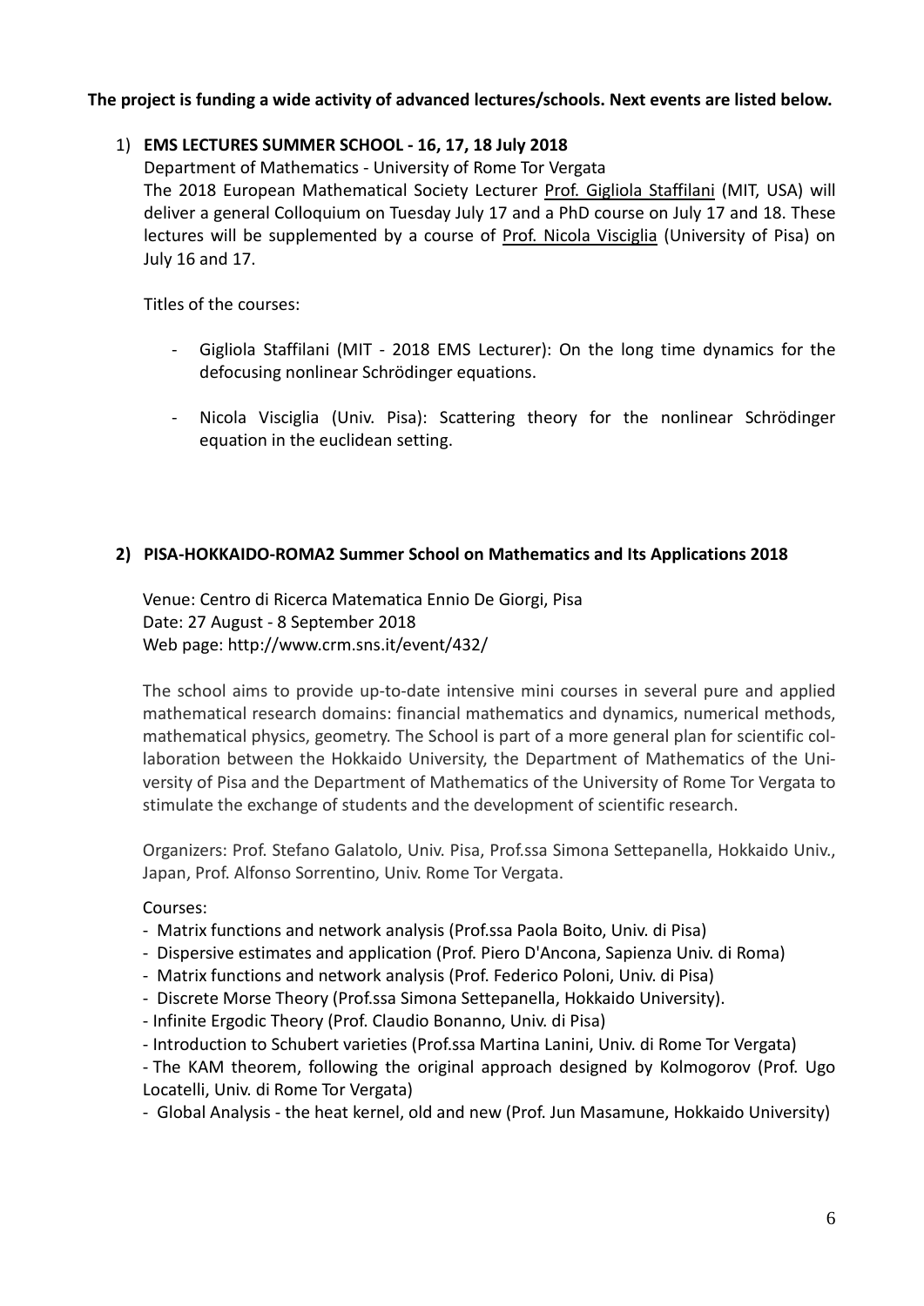**The project is funding a wide activity of advanced lectures/schools. Next events are listed below.**

1) **EMS LECTURES SUMMER SCHOOL - 16, 17, 18 July 2018**

   Department of Mathematics - University of Rome Tor Vergata

   The 2018 European Mathematical Society Lecturer Prof. Gigliola Staffilani (MIT, USA) will deliver a general Colloquium on Tuesday July 17 and a PhD course on July 17 and 18. These lectures will be supplemented by a course of Prof. Nicola Visciglia (University of Pisa) on July 16 and 17.

   Titles of the courses:

   - Gigliola Staffilani (MIT - 2018 EMS Lecturer): On the long time dynamics for the defocusing nonlinear Schrödinger equations.

   - Nicola Visciglia (Univ. Pisa): Scattering theory for the nonlinear Schrödinger equation in the euclidean setting.

2) **PISA-HOKKAIDO-ROMA2 Summer School on Mathematics and Its Applications 2018**

   Venue: Centro di Ricerca Matematica Ennio De Giorgi, Pisa
   Date: 27 August - 8 September 2018
   Web page: http://www.crm.sns.it/event/432/

   The school aims to provide up-to-date intensive mini courses in several pure and applied mathematical research domains: financial mathematics and dynamics, numerical methods, mathematical physics, geometry. The School is part of a more general plan for scientific collaboration between the Hokkaido University, the Department of Mathematics of the University of Pisa and the Department of Mathematics of the University of Rome Tor Vergata to stimulate the exchange of students and the development of scientific research.

   Organizers: Prof. Stefano Galatolo, Univ. Pisa, Prof.ssa Simona Settepanella, Hokkaido Univ., Japan, Prof. Alfonso Sorrentino, Univ. Rome Tor Vergata.

   Courses:
   - Matrix functions and network analysis (Prof.ssa Paola Boito, Univ. di Pisa)
   - Dispersive estimates and application (Prof. Piero D'Ancona, Sapienza Univ. di Roma)
   - Matrix functions and network analysis (Prof. Federico Poloni, Univ. di Pisa)
   - Discrete Morse Theory (Prof.ssa Simona Settepanella, Hokkaido University).
   - Infinite Ergodic Theory (Prof. Claudio Bonanno, Univ. di Pisa)
   - Introduction to Schubert varieties (Prof.ssa Martina Lanini, Univ. di Rome Tor Vergata)
   - The KAM theorem, following the original approach designed by Kolmogorov (Prof. Ugo Locatelli, Univ. di Rome Tor Vergata)
   - Global Analysis - the heat kernel, old and new (Prof. Jun Masamune, Hokkaido University)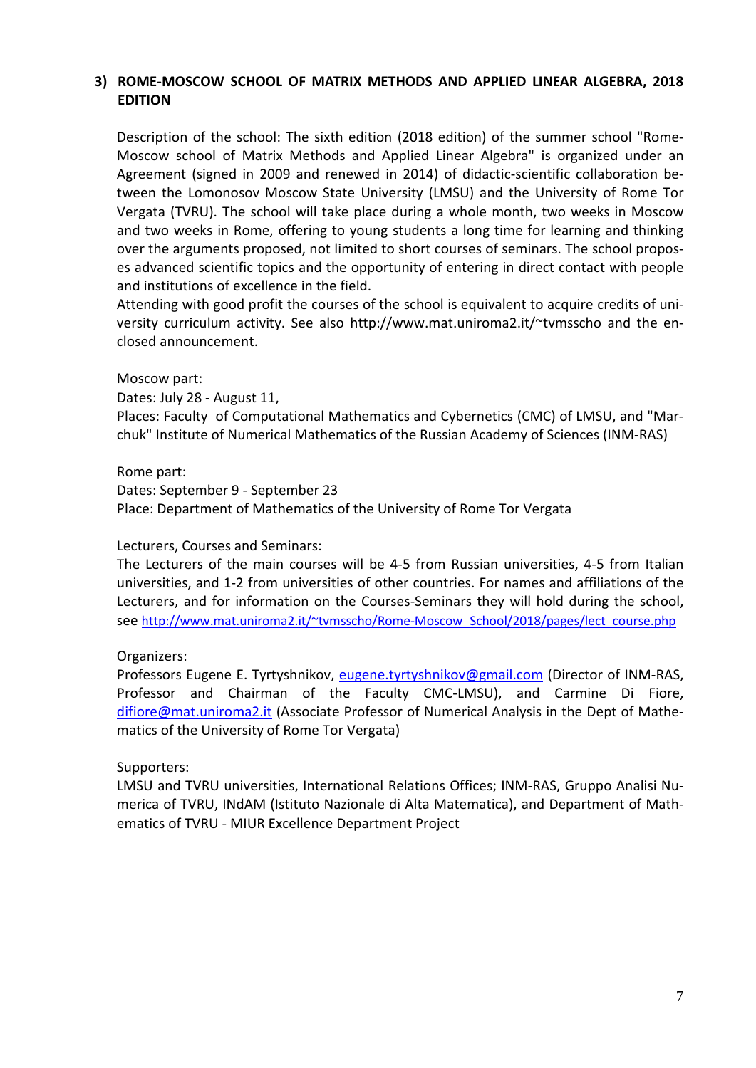### 3) ROME-MOSCOW SCHOOL OF MATRIX METHODS AND APPLIED LINEAR ALGEBRA, 2018 EDITION

Description of the school: The sixth edition (2018 edition) of the summer school "Rome-Moscow school of Matrix Methods and Applied Linear Algebra" is organized under an Agreement (signed in 2009 and renewed in 2014) of didactic-scientific collaboration between the Lomonosov Moscow State University (LMSU) and the University of Rome Tor Vergata (TVRU). The school will take place during a whole month, two weeks in Moscow and two weeks in Rome, offering to young students a long time for learning and thinking over the arguments proposed, not limited to short courses of seminars. The school proposes advanced scientific topics and the opportunity of entering in direct contact with people and institutions of excellence in the field.

Attending with good profit the courses of the school is equivalent to acquire credits of university curriculum activity. See also http://www.mat.uniroma2.it/~tvmsscho and the enclosed announcement.

Moscow part:
Dates: July 28 - August 11,
Places: Faculty of Computational Mathematics and Cybernetics (CMC) of LMSU, and "Marchuk" Institute of Numerical Mathematics of the Russian Academy of Sciences (INM-RAS)

Rome part:
Dates: September 9 - September 23
Place: Department of Mathematics of the University of Rome Tor Vergata

Lecturers, Courses and Seminars:
The Lecturers of the main courses will be 4-5 from Russian universities, 4-5 from Italian universities, and 1-2 from universities of other countries. For names and affiliations of the Lecturers, and for information on the Courses-Seminars they will hold during the school, see http://www.mat.uniroma2.it/~tvmsscho/Rome-Moscow_School/2018/pages/lect_course.php

Organizers:
Professors Eugene E. Tyrtyshnikov, eugene.tyrtyshnikov@gmail.com (Director of INM-RAS, Professor and Chairman of the Faculty CMC-LMSU), and Carmine Di Fiore, difiore@mat.uniroma2.it (Associate Professor of Numerical Analysis in the Dept of Mathematics of the University of Rome Tor Vergata)

Supporters:
LMSU and TVRU universities, International Relations Offices; INM-RAS, Gruppo Analisi Numerica of TVRU, INdAM (Istituto Nazionale di Alta Matematica), and Department of Mathematics of TVRU - MIUR Excellence Department Project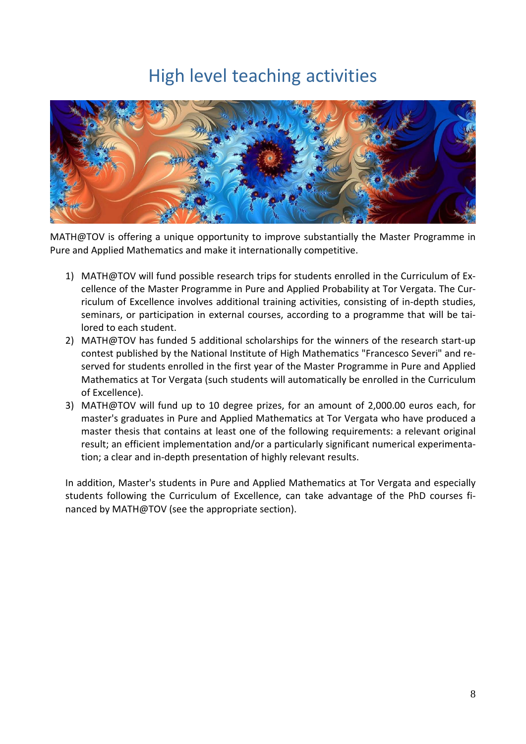# High level teaching activities

MATH@TOV is offering a unique opportunity to improve substantially the Master Programme in Pure and Applied Mathematics and make it internationally competitive.

1) MATH@TOV will fund possible research trips for students enrolled in the Curriculum of Excellence of the Master Programme in Pure and Applied Probability at Tor Vergata. The Curriculum of Excellence involves additional training activities, consisting of in-depth studies, seminars, or participation in external courses, according to a programme that will be tailored to each student.
2) MATH@TOV has funded 5 additional scholarships for the winners of the research start-up contest published by the National Institute of High Mathematics "Francesco Severi" and reserved for students enrolled in the first year of the Master Programme in Pure and Applied Mathematics at Tor Vergata (such students will automatically be enrolled in the Curriculum of Excellence).
3) MATH@TOV will fund up to 10 degree prizes, for an amount of 2,000.00 euros each, for master's graduates in Pure and Applied Mathematics at Tor Vergata who have produced a master thesis that contains at least one of the following requirements: a relevant original result; an efficient implementation and/or a particularly significant numerical experimentation; a clear and in-depth presentation of highly relevant results.

In addition, Master's students in Pure and Applied Mathematics at Tor Vergata and especially students following the Curriculum of Excellence, can take advantage of the PhD courses financed by MATH@TOV (see the appropriate section).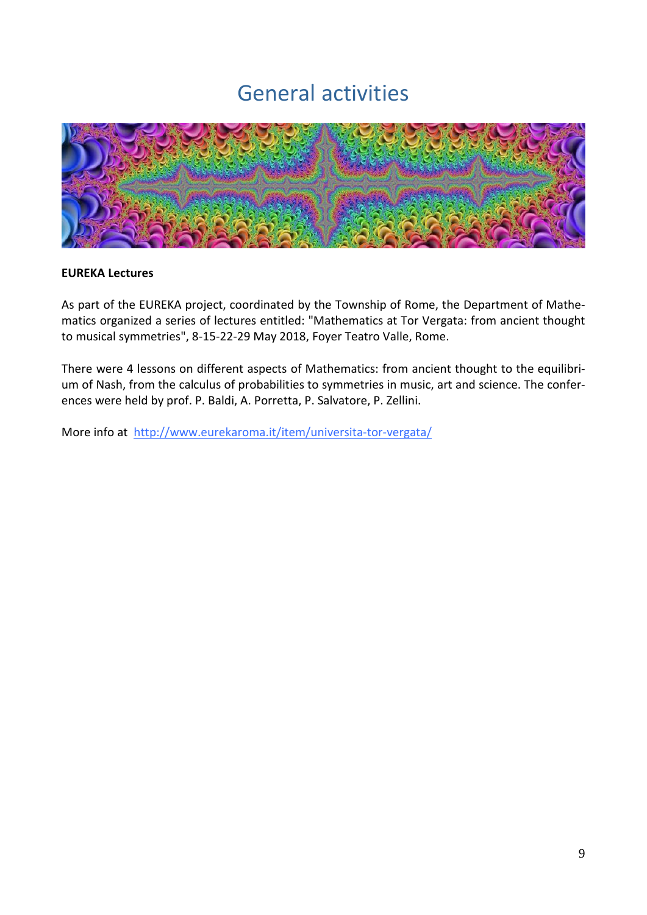# General activities

**EUREKA Lectures**

As part of the EUREKA project, coordinated by the Township of Rome, the Department of Mathematics organized a series of lectures entitled: "Mathematics at Tor Vergata: from ancient thought to musical symmetries", 8-15-22-29 May 2018, Foyer Teatro Valle, Rome.

There were 4 lessons on different aspects of Mathematics: from ancient thought to the equilibrium of Nash, from the calculus of probabilities to symmetries in music, art and science. The conferences were held by prof. P. Baldi, A. Porretta, P. Salvatore, P. Zellini.

More info at [http://www.eurekaroma.it/item/universita-tor-vergata/](http://www.eurekaroma.it/item/universita-tor-vergata/)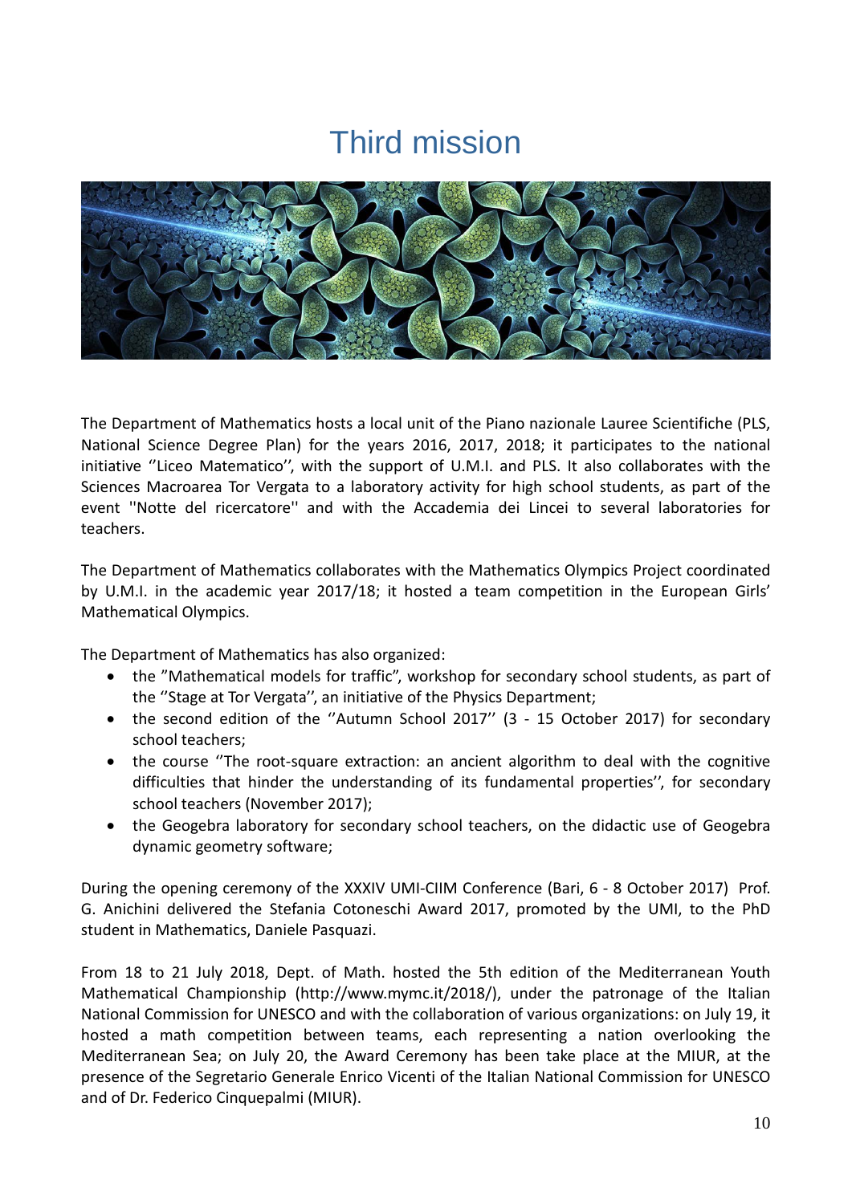# Third mission

The Department of Mathematics hosts a local unit of the Piano nazionale Lauree Scientifiche (PLS, National Science Degree Plan) for the years 2016, 2017, 2018; it participates to the national initiative ''Liceo Matematico'', with the support of U.M.I. and PLS. It also collaborates with the Sciences Macroarea Tor Vergata to a laboratory activity for high school students, as part of the event ''Notte del ricercatore'' and with the Accademia dei Lincei to several laboratories for teachers.

The Department of Mathematics collaborates with the Mathematics Olympics Project coordinated by U.M.I. in the academic year 2017/18; it hosted a team competition in the European Girls' Mathematical Olympics.

The Department of Mathematics has also organized:

- the "Mathematical models for traffic", workshop for secondary school students, as part of the ''Stage at Tor Vergata'', an initiative of the Physics Department;
- the second edition of the ''Autumn School 2017'' (3 - 15 October 2017) for secondary school teachers;
- the course ''The root-square extraction: an ancient algorithm to deal with the cognitive difficulties that hinder the understanding of its fundamental properties'', for secondary school teachers (November 2017);
- the Geogebra laboratory for secondary school teachers, on the didactic use of Geogebra dynamic geometry software;

During the opening ceremony of the XXXIV UMI-CIIM Conference (Bari, 6 - 8 October 2017) Prof. G. Anichini delivered the Stefania Cotoneschi Award 2017, promoted by the UMI, to the PhD student in Mathematics, Daniele Pasquazi.

From 18 to 21 July 2018, Dept. of Math. hosted the 5th edition of the Mediterranean Youth Mathematical Championship (http://www.mymc.it/2018/), under the patronage of the Italian National Commission for UNESCO and with the collaboration of various organizations: on July 19, it hosted a math competition between teams, each representing a nation overlooking the Mediterranean Sea; on July 20, the Award Ceremony has been take place at the MIUR, at the presence of the Segretario Generale Enrico Vicenti of the Italian National Commission for UNESCO and of Dr. Federico Cinquepalmi (MIUR).